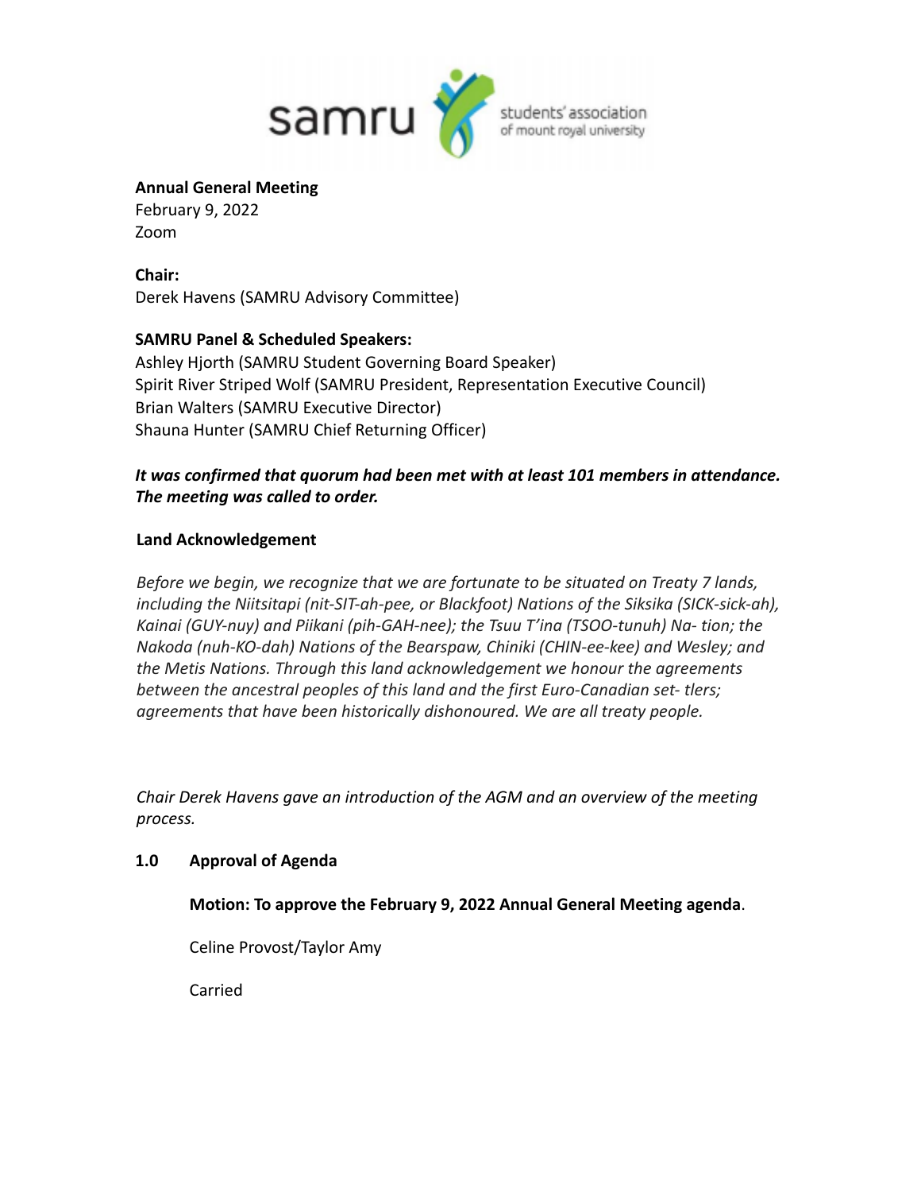**Annual General Meeting**
February 9, 2022
Zoom

**Chair:**
Derek Havens (SAMRU Advisory Committee)

**SAMRU Panel & Scheduled Speakers:**
Ashley Hjorth (SAMRU Student Governing Board Speaker)
Spirit River Striped Wolf (SAMRU President, Representation Executive Council)
Brian Walters (SAMRU Executive Director)
Shauna Hunter (SAMRU Chief Returning Officer)

***It was confirmed that quorum had been met with at least 101 members in attendance. The meeting was called to order.***

**Land Acknowledgement**

*Before we begin, we recognize that we are fortunate to be situated on Treaty 7 lands, including the Niitsitapi (nit-SIT-ah-pee, or Blackfoot) Nations of the Siksika (SICK-sick-ah), Kainai (GUY-nuy) and Piikani (pih-GAH-nee); the Tsuu T'ina (TSOO-tunuh) Na- tion; the Nakoda (nuh-KO-dah) Nations of the Bearspaw, Chiniki (CHIN-ee-kee) and Wesley; and the Metis Nations. Through this land acknowledgement we honour the agreements between the ancestral peoples of this land and the first Euro-Canadian set- tlers; agreements that have been historically dishonoured. We are all treaty people.*

*Chair Derek Havens gave an introduction of the AGM and an overview of the meeting process.*

**1.0 Approval of Agenda**

**Motion: To approve the February 9, 2022 Annual General Meeting agenda**.

Celine Provost/Taylor Amy

Carried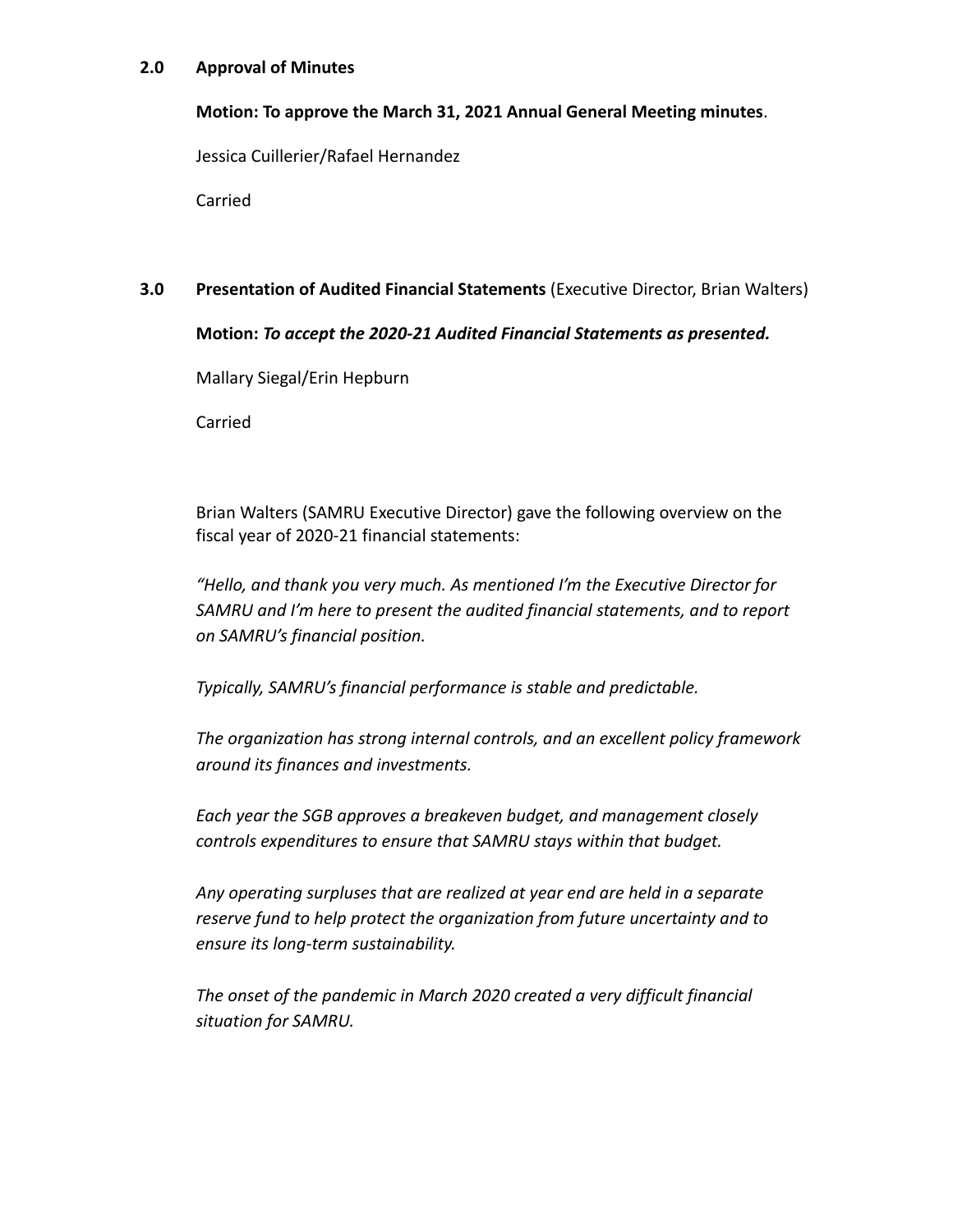**2.0 Approval of Minutes**

**Motion: To approve the March 31, 2021 Annual General Meeting minutes**.

Jessica Cuillerier/Rafael Hernandez

Carried

**3.0 Presentation of Audited Financial Statements** (Executive Director, Brian Walters)

**Motion:** ***To accept the 2020-21 Audited Financial Statements as presented.***

Mallary Siegal/Erin Hepburn

Carried

Brian Walters (SAMRU Executive Director) gave the following overview on the fiscal year of 2020-21 financial statements:

*"Hello, and thank you very much. As mentioned I'm the Executive Director for SAMRU and I'm here to present the audited financial statements, and to report on SAMRU's financial position.*

*Typically, SAMRU's financial performance is stable and predictable.*

*The organization has strong internal controls, and an excellent policy framework around its finances and investments.*

*Each year the SGB approves a breakeven budget, and management closely controls expenditures to ensure that SAMRU stays within that budget.*

*Any operating surpluses that are realized at year end are held in a separate reserve fund to help protect the organization from future uncertainty and to ensure its long-term sustainability.*

*The onset of the pandemic in March 2020 created a very difficult financial situation for SAMRU.*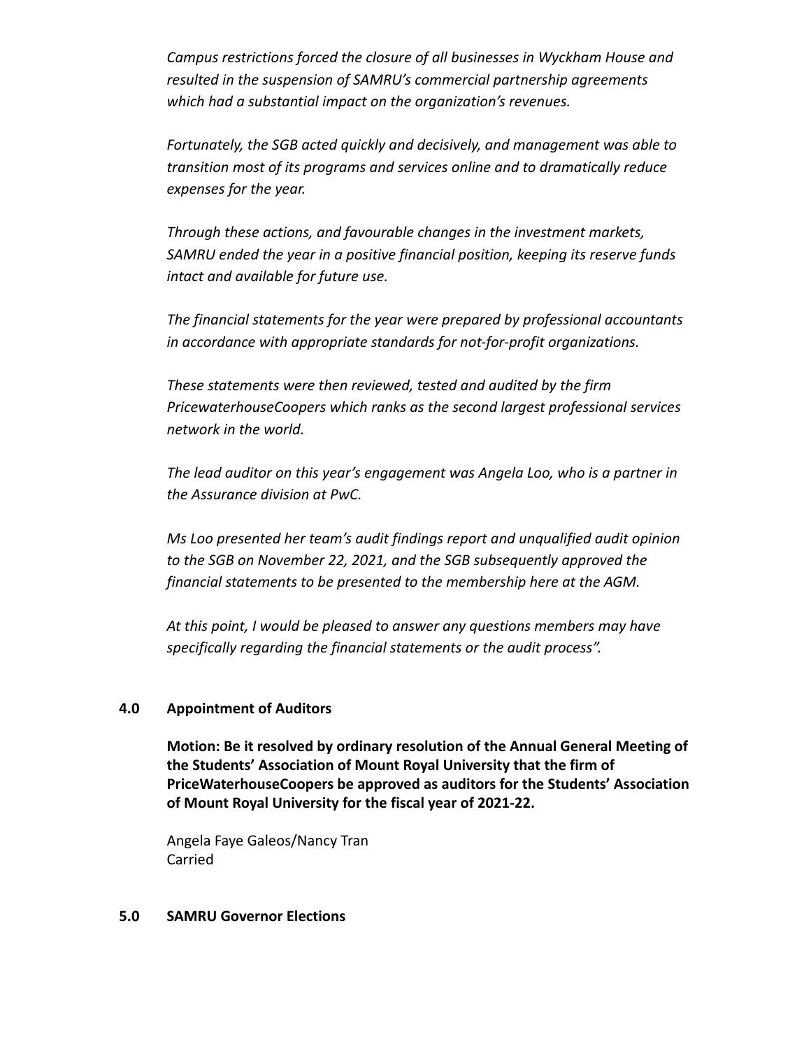*Campus restrictions forced the closure of all businesses in Wyckham House and resulted in the suspension of SAMRU's commercial partnership agreements which had a substantial impact on the organization's revenues.*

*Fortunately, the SGB acted quickly and decisively, and management was able to transition most of its programs and services online and to dramatically reduce expenses for the year.*

*Through these actions, and favourable changes in the investment markets, SAMRU ended the year in a positive financial position, keeping its reserve funds intact and available for future use.*

*The financial statements for the year were prepared by professional accountants in accordance with appropriate standards for not-for-profit organizations.*

*These statements were then reviewed, tested and audited by the firm PricewaterhouseCoopers which ranks as the second largest professional services network in the world.*

*The lead auditor on this year's engagement was Angela Loo, who is a partner in the Assurance division at PwC.*

*Ms Loo presented her team's audit findings report and unqualified audit opinion to the SGB on November 22, 2021, and the SGB subsequently approved the financial statements to be presented to the membership here at the AGM.*

*At this point, I would be pleased to answer any questions members may have specifically regarding the financial statements or the audit process".*

## 4.0 Appointment of Auditors

**Motion: Be it resolved by ordinary resolution of the Annual General Meeting of the Students' Association of Mount Royal University that the firm of PriceWaterhouseCoopers be approved as auditors for the Students' Association of Mount Royal University for the fiscal year of 2021-22.**

Angela Faye Galeos/Nancy Tran
Carried

## 5.0 SAMRU Governor Elections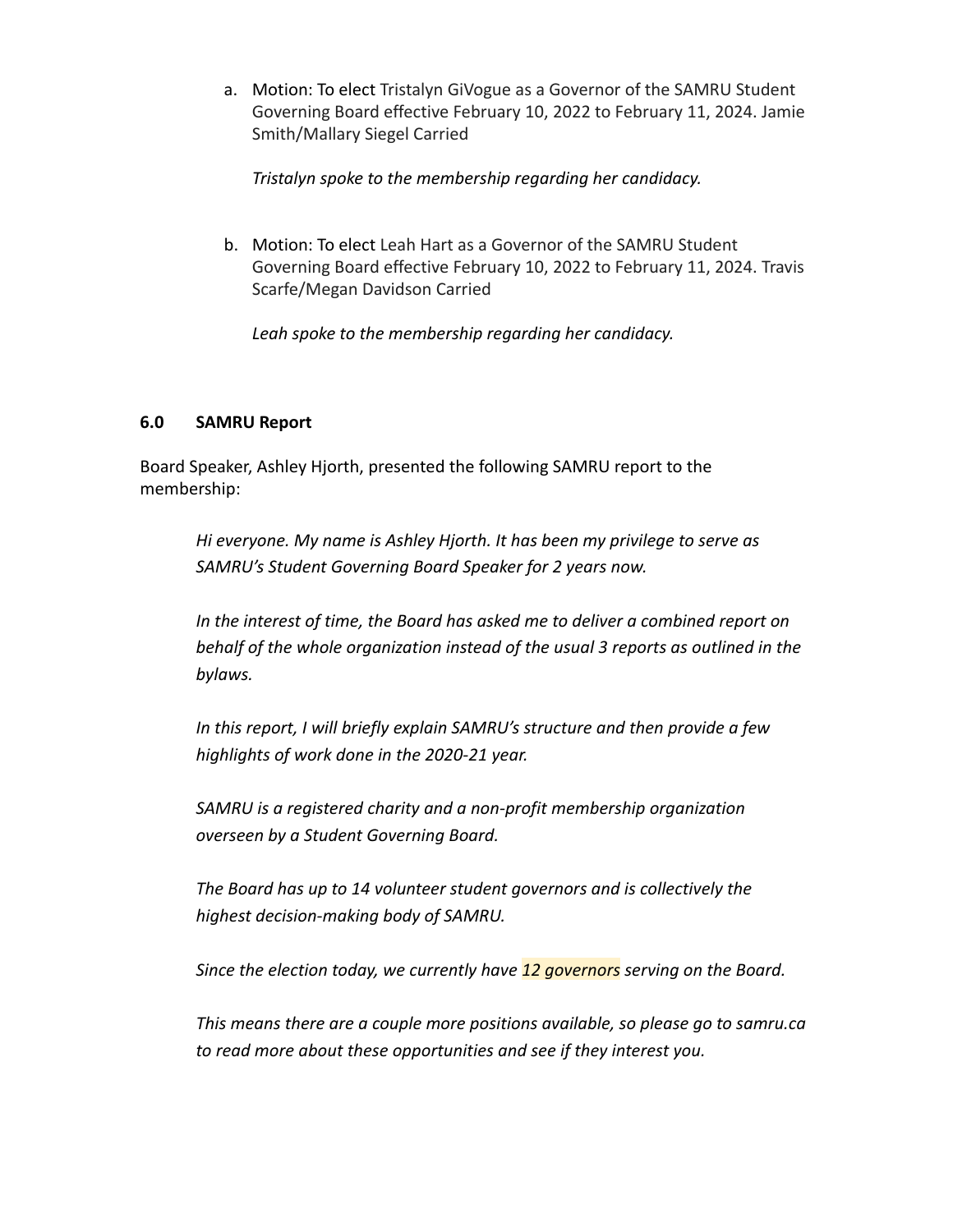a. Motion: To elect Tristalyn GiVogue as a Governor of the SAMRU Student Governing Board effective February 10, 2022 to February 11, 2024. Jamie Smith/Mallary Siegel Carried

   *Tristalyn spoke to the membership regarding her candidacy.*

b. Motion: To elect Leah Hart as a Governor of the SAMRU Student Governing Board effective February 10, 2022 to February 11, 2024. Travis Scarfe/Megan Davidson Carried

   *Leah spoke to the membership regarding her candidacy.*

### 6.0 SAMRU Report

Board Speaker, Ashley Hjorth, presented the following SAMRU report to the membership:

> *Hi everyone. My name is Ashley Hjorth. It has been my privilege to serve as SAMRU's Student Governing Board Speaker for 2 years now.*
>
> *In the interest of time, the Board has asked me to deliver a combined report on behalf of the whole organization instead of the usual 3 reports as outlined in the bylaws.*
>
> *In this report, I will briefly explain SAMRU's structure and then provide a few highlights of work done in the 2020-21 year.*
>
> *SAMRU is a registered charity and a non-profit membership organization overseen by a Student Governing Board.*
>
> *The Board has up to 14 volunteer student governors and is collectively the highest decision-making body of SAMRU.*
>
> *Since the election today, we currently have 12 governors serving on the Board.*
>
> *This means there are a couple more positions available, so please go to samru.ca to read more about these opportunities and see if they interest you.*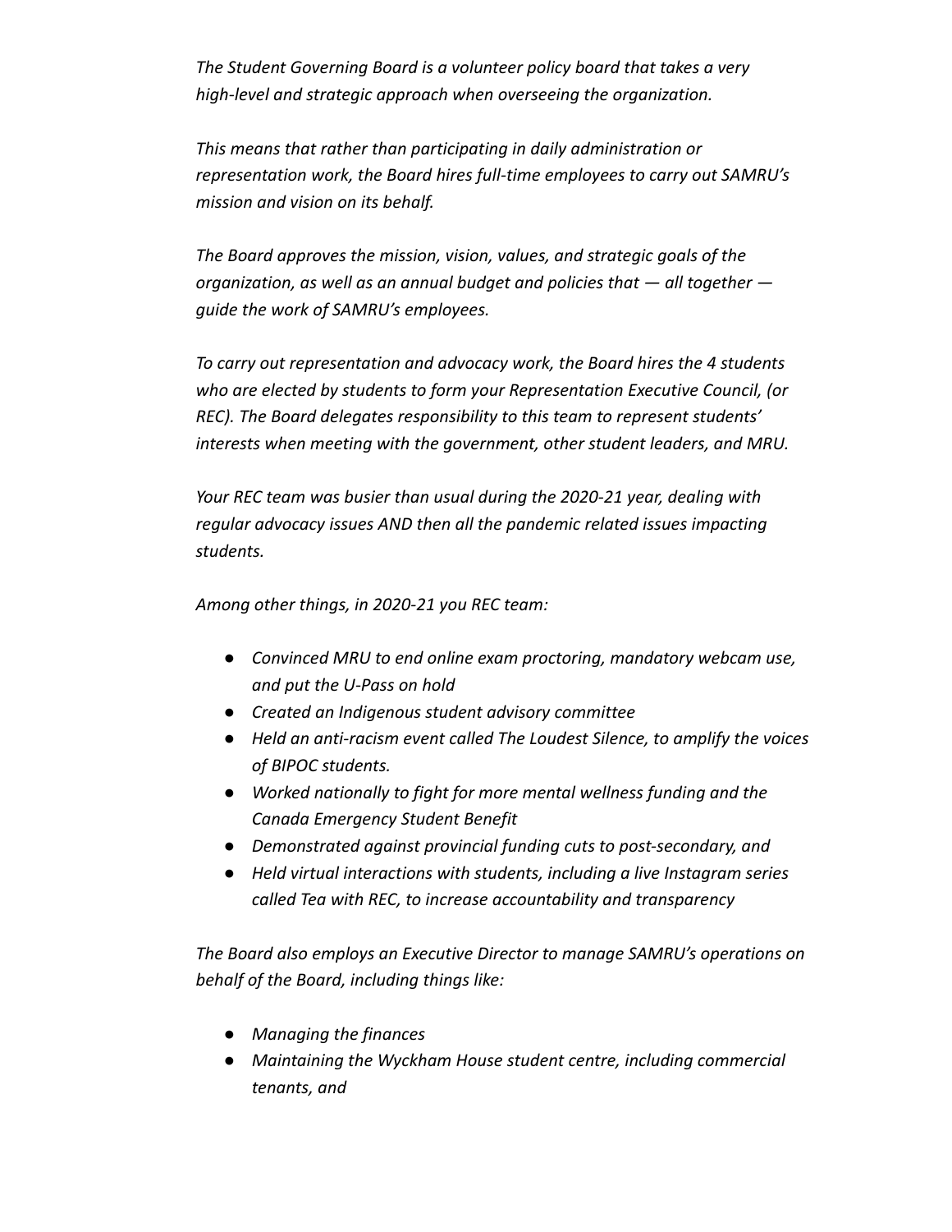*The Student Governing Board is a volunteer policy board that takes a very high-level and strategic approach when overseeing the organization.*

*This means that rather than participating in daily administration or representation work, the Board hires full-time employees to carry out SAMRU's mission and vision on its behalf.*

*The Board approves the mission, vision, values, and strategic goals of the organization, as well as an annual budget and policies that — all together — guide the work of SAMRU's employees.*

*To carry out representation and advocacy work, the Board hires the 4 students who are elected by students to form your Representation Executive Council, (or REC). The Board delegates responsibility to this team to represent students' interests when meeting with the government, other student leaders, and MRU.*

*Your REC team was busier than usual during the 2020-21 year, dealing with regular advocacy issues AND then all the pandemic related issues impacting students.*

*Among other things, in 2020-21 you REC team:*

- *Convinced MRU to end online exam proctoring, mandatory webcam use, and put the U-Pass on hold*
- *Created an Indigenous student advisory committee*
- *Held an anti-racism event called The Loudest Silence, to amplify the voices of BIPOC students.*
- *Worked nationally to fight for more mental wellness funding and the Canada Emergency Student Benefit*
- *Demonstrated against provincial funding cuts to post-secondary, and*
- *Held virtual interactions with students, including a live Instagram series called Tea with REC, to increase accountability and transparency*

*The Board also employs an Executive Director to manage SAMRU's operations on behalf of the Board, including things like:*

- *Managing the finances*
- *Maintaining the Wyckham House student centre, including commercial tenants, and*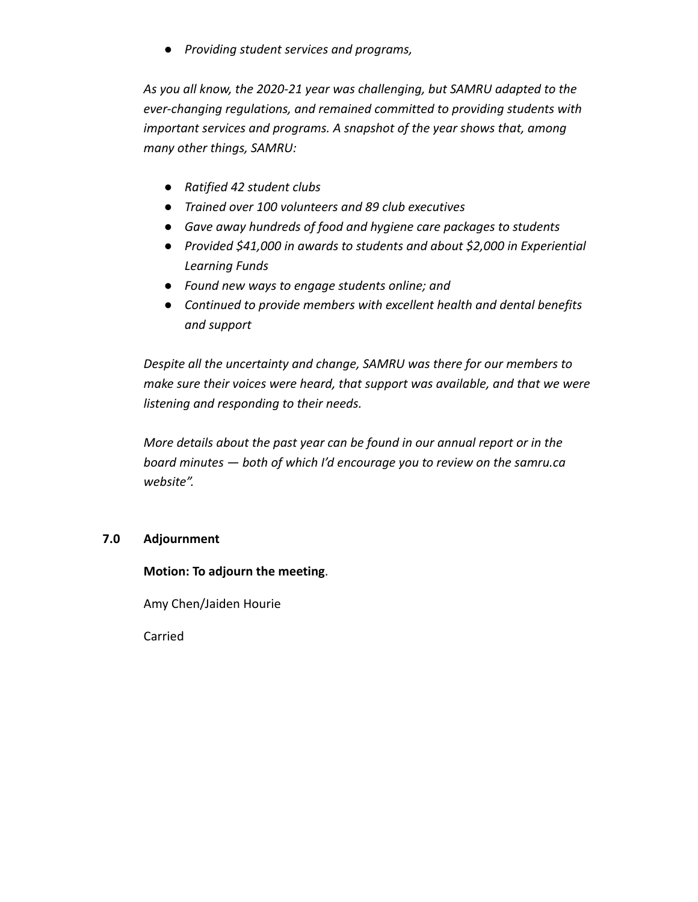- *Providing student services and programs,*

*As you all know, the 2020-21 year was challenging, but SAMRU adapted to the ever-changing regulations, and remained committed to providing students with important services and programs. A snapshot of the year shows that, among many other things, SAMRU:*

- *Ratified 42 student clubs*
- *Trained over 100 volunteers and 89 club executives*
- *Gave away hundreds of food and hygiene care packages to students*
- *Provided $41,000 in awards to students and about $2,000 in Experiential Learning Funds*
- *Found new ways to engage students online; and*
- *Continued to provide members with excellent health and dental benefits and support*

*Despite all the uncertainty and change, SAMRU was there for our members to make sure their voices were heard, that support was available, and that we were listening and responding to their needs.*

*More details about the past year can be found in our annual report or in the board minutes — both of which I'd encourage you to review on the samru.ca website".*

## 7.0 Adjournment

**Motion: To adjourn the meeting**.

Amy Chen/Jaiden Hourie

Carried